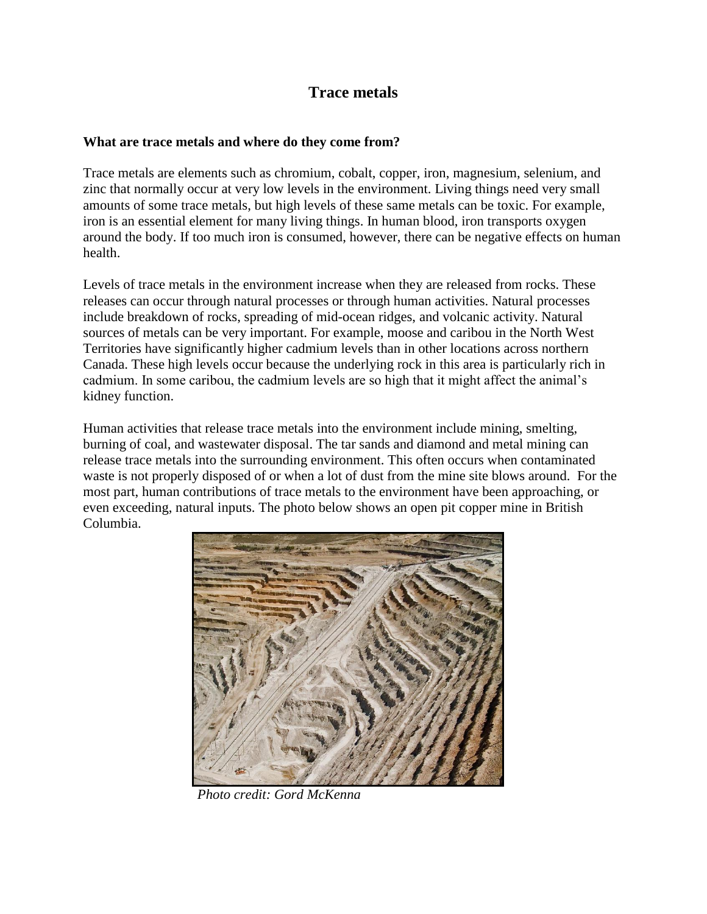# Trace metals

### What are trace metals and where do they come from?

Trace metals are elements such as chromium, cobalt, copper, iron, magnesium, selenium, and zinc that normally occur at very low levels in the environment. Living things need very small amounts of some trace metals, but high levels of these same metals can be toxic. For example, iron is an essential element for many living things. In human blood, iron transports oxygen around the body. If too much iron is consumed, however, there can be negative effects on human health.

Levels of trace metals in the environment increase when they are released from rocks. These releases can occur through natural processes or through human activities. Natural processes include breakdown of rocks, spreading of mid-ocean ridges, and volcanic activity. Natural sources of metals can be very important. For example, moose and caribou in the North West Territories have significantly higher cadmium levels than in other locations across northern Canada. These high levels occur because the underlying rock in this area is particularly rich in cadmium. In some caribou, the cadmium levels are so high that it might affect the animal's kidney function.

Human activities that release trace metals into the environment include mining, smelting, burning of coal, and wastewater disposal. The tar sands and diamond and metal mining can release trace metals into the surrounding environment. This often occurs when contaminated waste is not properly disposed of or when a lot of dust from the mine site blows around. For the most part, human contributions of trace metals to the environment have been approaching, or even exceeding, natural inputs. The photo below shows an open pit copper mine in British Columbia.

*Photo credit: Gord McKenna*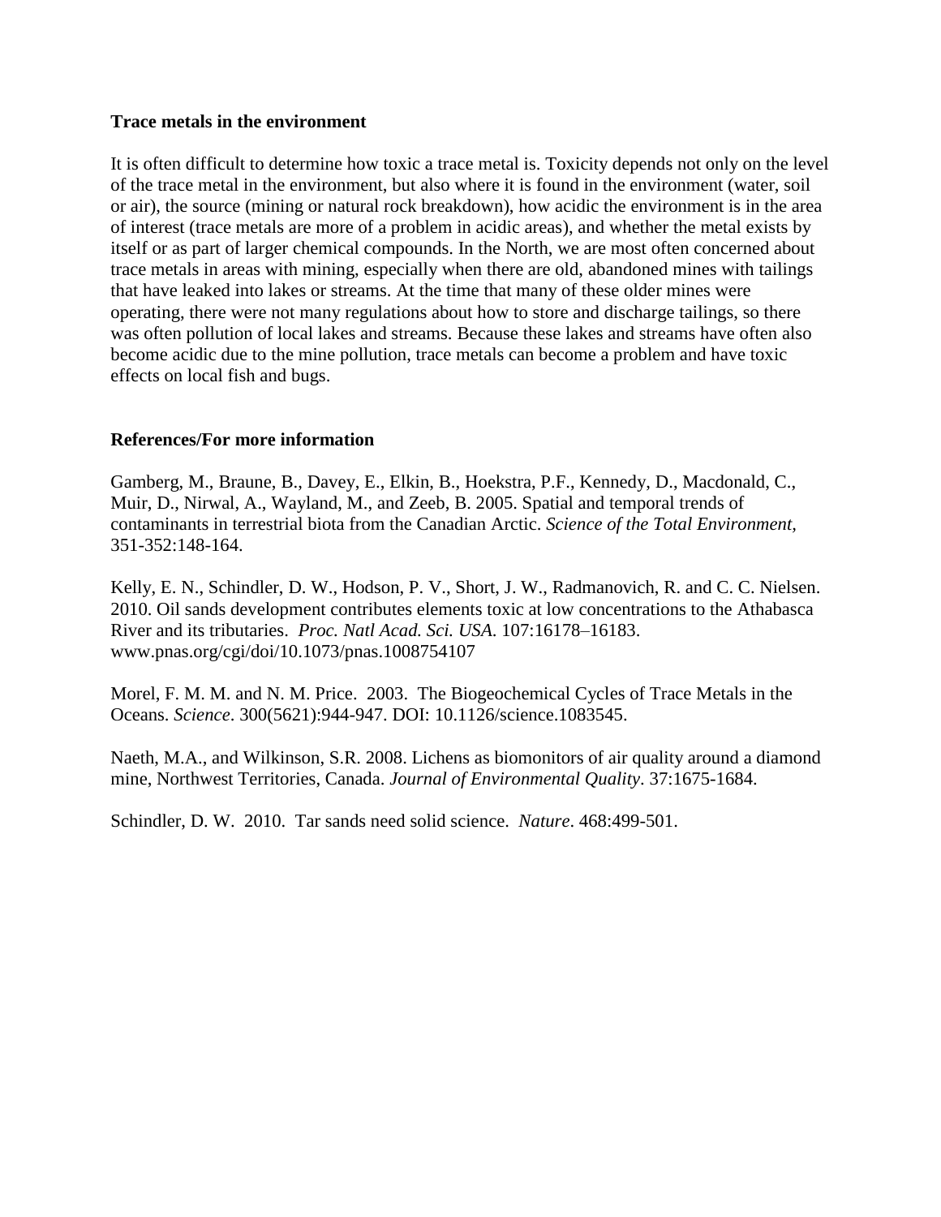**Trace metals in the environment**

It is often difficult to determine how toxic a trace metal is. Toxicity depends not only on the level of the trace metal in the environment, but also where it is found in the environment (water, soil or air), the source (mining or natural rock breakdown), how acidic the environment is in the area of interest (trace metals are more of a problem in acidic areas), and whether the metal exists by itself or as part of larger chemical compounds. In the North, we are most often concerned about trace metals in areas with mining, especially when there are old, abandoned mines with tailings that have leaked into lakes or streams. At the time that many of these older mines were operating, there were not many regulations about how to store and discharge tailings, so there was often pollution of local lakes and streams. Because these lakes and streams have often also become acidic due to the mine pollution, trace metals can become a problem and have toxic effects on local fish and bugs.

**References/For more information**

Gamberg, M., Braune, B., Davey, E., Elkin, B., Hoekstra, P.F., Kennedy, D., Macdonald, C., Muir, D., Nirwal, A., Wayland, M., and Zeeb, B. 2005. Spatial and temporal trends of contaminants in terrestrial biota from the Canadian Arctic. *Science of the Total Environment,* 351-352:148-164.

Kelly, E. N., Schindler, D. W., Hodson, P. V., Short, J. W., Radmanovich, R. and C. C. Nielsen. 2010. Oil sands development contributes elements toxic at low concentrations to the Athabasca River and its tributaries. *Proc. Natl Acad. Sci. USA.* 107:16178–16183. www.pnas.org/cgi/doi/10.1073/pnas.1008754107

Morel, F. M. M. and N. M. Price. 2003. The Biogeochemical Cycles of Trace Metals in the Oceans. *Science*. 300(5621):944-947. DOI: 10.1126/science.1083545.

Naeth, M.A., and Wilkinson, S.R. 2008. Lichens as biomonitors of air quality around a diamond mine, Northwest Territories, Canada. *Journal of Environmental Quality*. 37:1675-1684.

Schindler, D. W. 2010. Tar sands need solid science. *Nature*. 468:499-501.